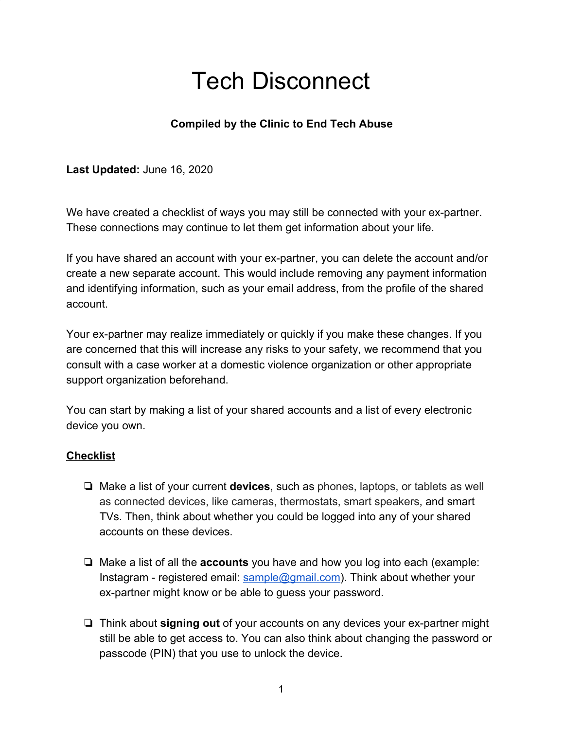# Tech Disconnect

**Compiled by the Clinic to End Tech Abuse**

**Last Updated:** June 16, 2020

We have created a checklist of ways you may still be connected with your ex-partner. These connections may continue to let them get information about your life.

If you have shared an account with your ex-partner, you can delete the account and/or create a new separate account. This would include removing any payment information and identifying information, such as your email address, from the profile of the shared account.

Your ex-partner may realize immediately or quickly if you make these changes. If you are concerned that this will increase any risks to your safety, we recommend that you consult with a case worker at a domestic violence organization or other appropriate support organization beforehand.

You can start by making a list of your shared accounts and a list of every electronic device you own.

## Checklist

- ❏ Make a list of your current **devices**, such as phones, laptops, or tablets as well as connected devices, like cameras, thermostats, smart speakers, and smart TVs. Then, think about whether you could be logged into any of your shared accounts on these devices.

- ❏ Make a list of all the **accounts** you have and how you log into each (example: Instagram - registered email: sample@gmail.com). Think about whether your ex-partner might know or be able to guess your password.

- ❏ Think about **signing out** of your accounts on any devices your ex-partner might still be able to get access to. You can also think about changing the password or passcode (PIN) that you use to unlock the device.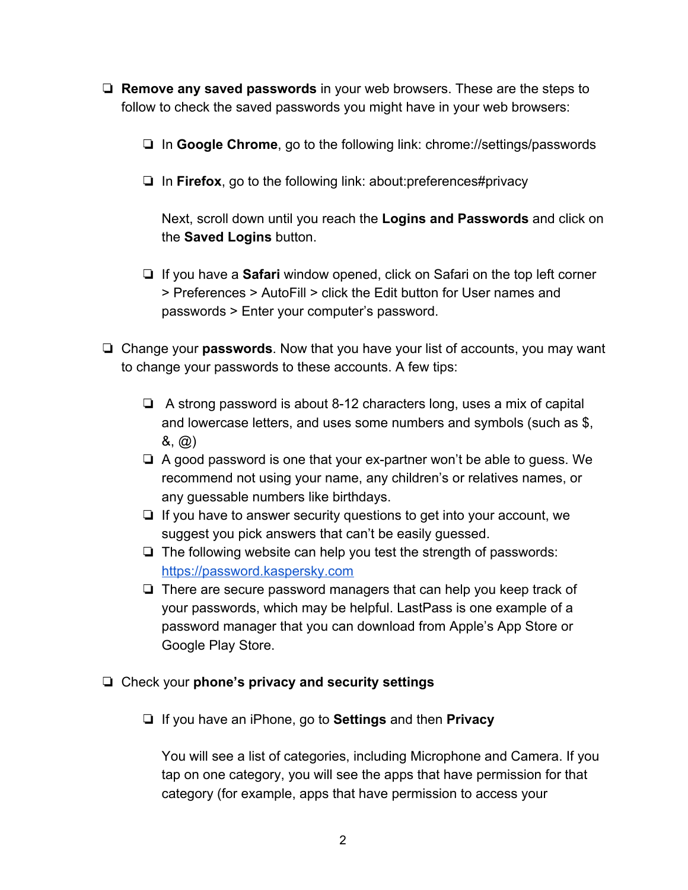- [ ] **Remove any saved passwords** in your web browsers. These are the steps to follow to check the saved passwords you might have in your web browsers:

    - [ ] In **Google Chrome**, go to the following link: chrome://settings/passwords

    - [ ] In **Firefox**, go to the following link: about:preferences#privacy

        Next, scroll down until you reach the **Logins and Passwords** and click on the **Saved Logins** button.

    - [ ] If you have a **Safari** window opened, click on Safari on the top left corner > Preferences > AutoFill > click the Edit button for User names and passwords > Enter your computer's password.

- [ ] Change your **passwords**. Now that you have your list of accounts, you may want to change your passwords to these accounts. A few tips:

    - [ ] A strong password is about 8-12 characters long, uses a mix of capital and lowercase letters, and uses some numbers and symbols (such as $, &, @)
    - [ ] A good password is one that your ex-partner won't be able to guess. We recommend not using your name, any children's or relatives names, or any guessable numbers like birthdays.
    - [ ] If you have to answer security questions to get into your account, we suggest you pick answers that can't be easily guessed.
    - [ ] The following website can help you test the strength of passwords: [https://password.kaspersky.com](https://password.kaspersky.com)
    - [ ] There are secure password managers that can help you keep track of your passwords, which may be helpful. LastPass is one example of a password manager that you can download from Apple's App Store or Google Play Store.

- [ ] Check your **phone's privacy and security settings**

    - [ ] If you have an iPhone, go to **Settings** and then **Privacy**

        You will see a list of categories, including Microphone and Camera. If you tap on one category, you will see the apps that have permission for that category (for example, apps that have permission to access your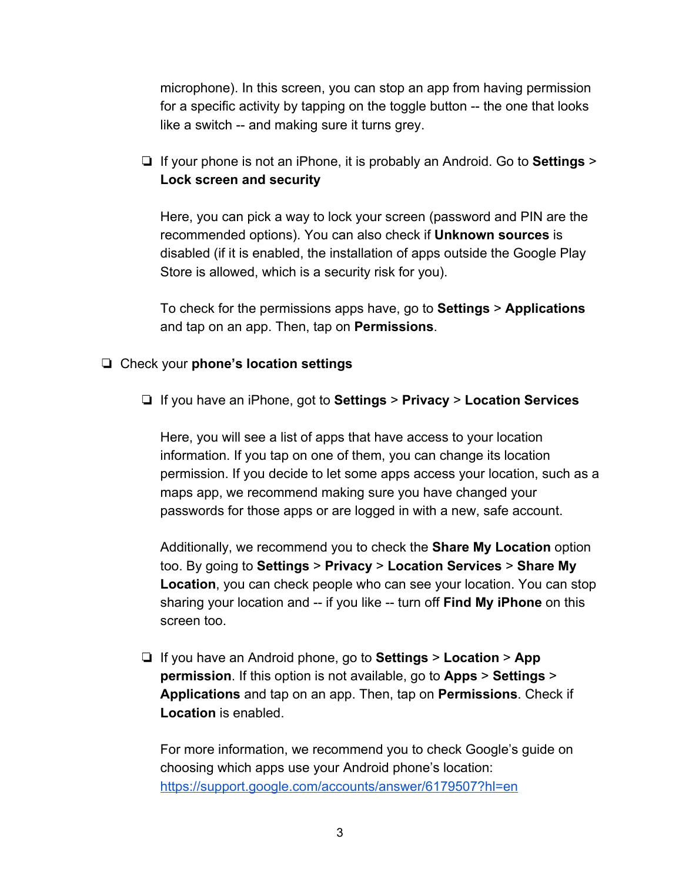microphone). In this screen, you can stop an app from having permission for a specific activity by tapping on the toggle button -- the one that looks like a switch -- and making sure it turns grey.

- If your phone is not an iPhone, it is probably an Android. Go to **Settings** > **Lock screen and security**

  Here, you can pick a way to lock your screen (password and PIN are the recommended options). You can also check if **Unknown sources** is disabled (if it is enabled, the installation of apps outside the Google Play Store is allowed, which is a security risk for you).

  To check for the permissions apps have, go to **Settings** > **Applications** and tap on an app. Then, tap on **Permissions**.

- Check your **phone's location settings**

  - If you have an iPhone, got to **Settings** > **Privacy** > **Location Services**

    Here, you will see a list of apps that have access to your location information. If you tap on one of them, you can change its location permission. If you decide to let some apps access your location, such as a maps app, we recommend making sure you have changed your passwords for those apps or are logged in with a new, safe account.

    Additionally, we recommend you to check the **Share My Location** option too. By going to **Settings** > **Privacy** > **Location Services** > **Share My Location**, you can check people who can see your location. You can stop sharing your location and -- if you like -- turn off **Find My iPhone** on this screen too.

  - If you have an Android phone, go to **Settings** > **Location** > **App permission**. If this option is not available, go to **Apps** > **Settings** > **Applications** and tap on an app. Then, tap on **Permissions**. Check if **Location** is enabled.

    For more information, we recommend you to check Google's guide on choosing which apps use your Android phone's location: [https://support.google.com/accounts/answer/6179507?hl=en](https://support.google.com/accounts/answer/6179507?hl=en)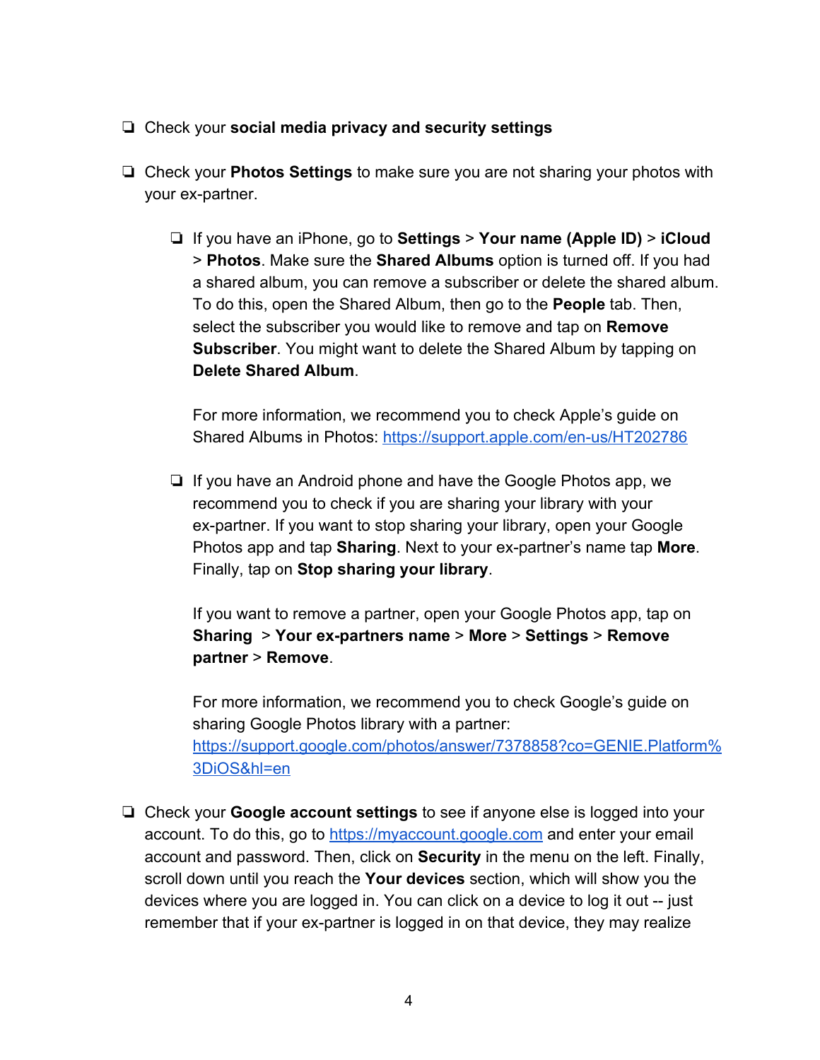- [ ] Check your **social media privacy and security settings**

- [ ] Check your **Photos Settings** to make sure you are not sharing your photos with your ex-partner.

    - [ ] If you have an iPhone, go to **Settings** > **Your name (Apple ID)** > **iCloud** > **Photos**. Make sure the **Shared Albums** option is turned off. If you had a shared album, you can remove a subscriber or delete the shared album. To do this, open the Shared Album, then go to the **People** tab. Then, select the subscriber you would like to remove and tap on **Remove Subscriber**. You might want to delete the Shared Album by tapping on **Delete Shared Album**.

        For more information, we recommend you to check Apple's guide on Shared Albums in Photos: https://support.apple.com/en-us/HT202786

    - [ ] If you have an Android phone and have the Google Photos app, we recommend you to check if you are sharing your library with your ex-partner. If you want to stop sharing your library, open your Google Photos app and tap **Sharing**. Next to your ex-partner's name tap **More**. Finally, tap on **Stop sharing your library**.

        If you want to remove a partner, open your Google Photos app, tap on **Sharing** > **Your ex-partners name** > **More** > **Settings** > **Remove partner** > **Remove**.

        For more information, we recommend you to check Google's guide on sharing Google Photos library with a partner: https://support.google.com/photos/answer/7378858?co=GENIE.Platform%3DiOS&hl=en

- [ ] Check your **Google account settings** to see if anyone else is logged into your account. To do this, go to https://myaccount.google.com and enter your email account and password. Then, click on **Security** in the menu on the left. Finally, scroll down until you reach the **Your devices** section, which will show you the devices where you are logged in. You can click on a device to log it out -- just remember that if your ex-partner is logged in on that device, they may realize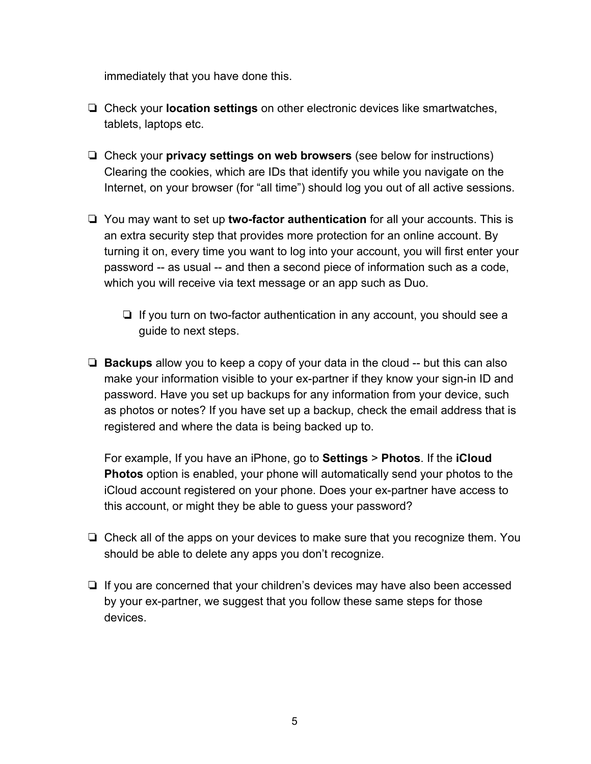immediately that you have done this.

- ❏ Check your **location settings** on other electronic devices like smartwatches, tablets, laptops etc.

- ❏ Check your **privacy settings on web browsers** (see below for instructions) Clearing the cookies, which are IDs that identify you while you navigate on the Internet, on your browser (for "all time") should log you out of all active sessions.

- ❏ You may want to set up **two-factor authentication** for all your accounts. This is an extra security step that provides more protection for an online account. By turning it on, every time you want to log into your account, you will first enter your password -- as usual -- and then a second piece of information such as a code, which you will receive via text message or an app such as Duo.

    - ❏ If you turn on two-factor authentication in any account, you should see a guide to next steps.

- ❏ **Backups** allow you to keep a copy of your data in the cloud -- but this can also make your information visible to your ex-partner if they know your sign-in ID and password. Have you set up backups for any information from your device, such as photos or notes? If you have set up a backup, check the email address that is registered and where the data is being backed up to.

    For example, If you have an iPhone, go to **Settings** > **Photos**. If the **iCloud Photos** option is enabled, your phone will automatically send your photos to the iCloud account registered on your phone. Does your ex-partner have access to this account, or might they be able to guess your password?

- ❏ Check all of the apps on your devices to make sure that you recognize them. You should be able to delete any apps you don't recognize.

- ❏ If you are concerned that your children's devices may have also been accessed by your ex-partner, we suggest that you follow these same steps for those devices.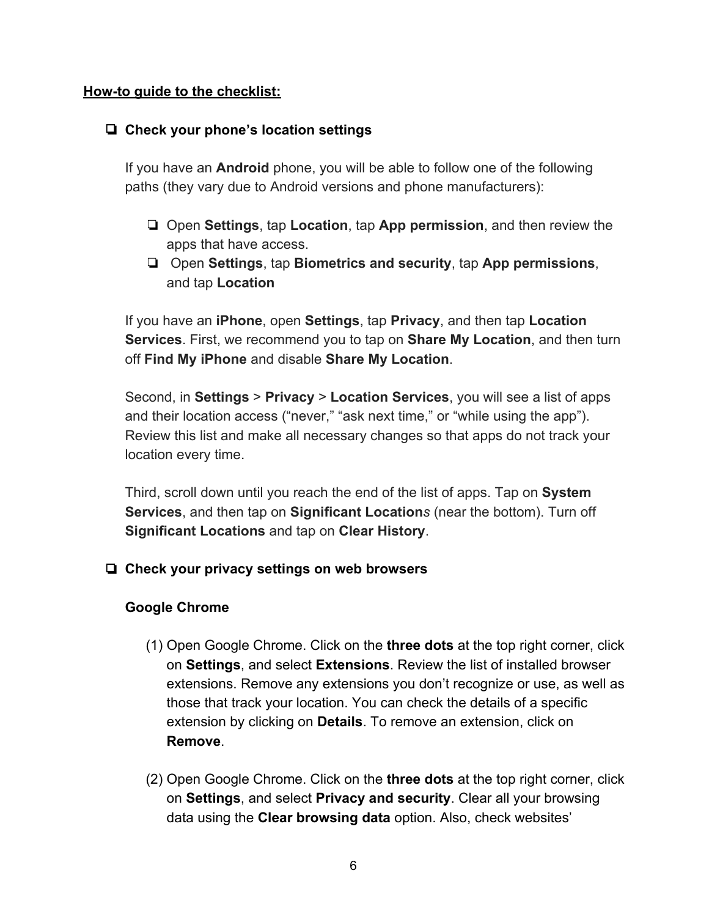**How-to guide to the checklist:**

- [ ] **Check your phone's location settings**

  If you have an **Android** phone, you will be able to follow one of the following paths (they vary due to Android versions and phone manufacturers):

  - [ ] Open **Settings**, tap **Location**, tap **App permission**, and then review the apps that have access.
  - [ ] Open **Settings**, tap **Biometrics and security**, tap **App permissions**, and tap **Location**

  If you have an **iPhone**, open **Settings**, tap **Privacy**, and then tap **Location Services**. First, we recommend you to tap on **Share My Location**, and then turn off **Find My iPhone** and disable **Share My Location**.

  Second, in **Settings** > **Privacy** > **Location Services**, you will see a list of apps and their location access ("never," "ask next time," or "while using the app"). Review this list and make all necessary changes so that apps do not track your location every time.

  Third, scroll down until you reach the end of the list of apps. Tap on **System Services**, and then tap on **Significant Location*s*** (near the bottom). Turn off **Significant Locations** and tap on **Clear History**.

- [ ] **Check your privacy settings on web browsers**

  **Google Chrome**

  (1) Open Google Chrome. Click on the **three dots** at the top right corner, click on **Settings**, and select **Extensions**. Review the list of installed browser extensions. Remove any extensions you don't recognize or use, as well as those that track your location. You can check the details of a specific extension by clicking on **Details**. To remove an extension, click on **Remove**.

  (2) Open Google Chrome. Click on the **three dots** at the top right corner, click on **Settings**, and select **Privacy and security**. Clear all your browsing data using the **Clear browsing data** option. Also, check websites'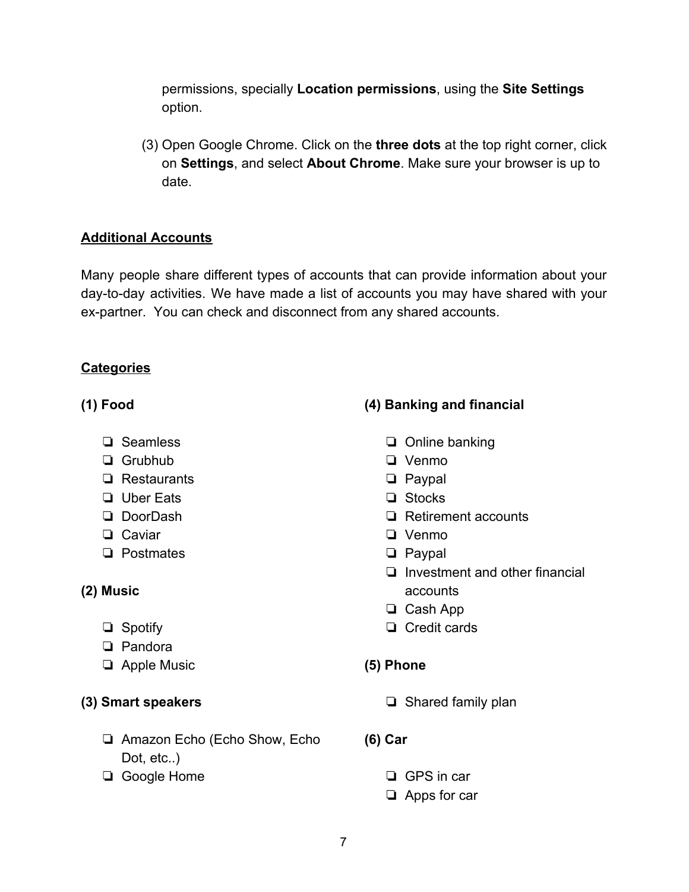permissions, specially **Location permissions**, using the **Site Settings** option.

(3) Open Google Chrome. Click on the **three dots** at the top right corner, click on **Settings**, and select **About Chrome**. Make sure your browser is up to date.

## Additional Accounts

Many people share different types of accounts that can provide information about your day-to-day activities. We have made a list of accounts you may have shared with your ex-partner. You can check and disconnect from any shared accounts.

## Categories

**(1) Food**

- ❏ Seamless
- ❏ Grubhub
- ❏ Restaurants
- ❏ Uber Eats
- ❏ DoorDash
- ❏ Caviar
- ❏ Postmates

**(2) Music**

- ❏ Spotify
- ❏ Pandora
- ❏ Apple Music

**(3) Smart speakers**

- ❏ Amazon Echo (Echo Show, Echo Dot, etc..)
- ❏ Google Home

**(4) Banking and financial**

- ❏ Online banking
- ❏ Venmo
- ❏ Paypal
- ❏ Stocks
- ❏ Retirement accounts
- ❏ Venmo
- ❏ Paypal
- ❏ Investment and other financial accounts
- ❏ Cash App
- ❏ Credit cards

**(5) Phone**

- ❏ Shared family plan

**(6) Car**

- ❏ GPS in car
- ❏ Apps for car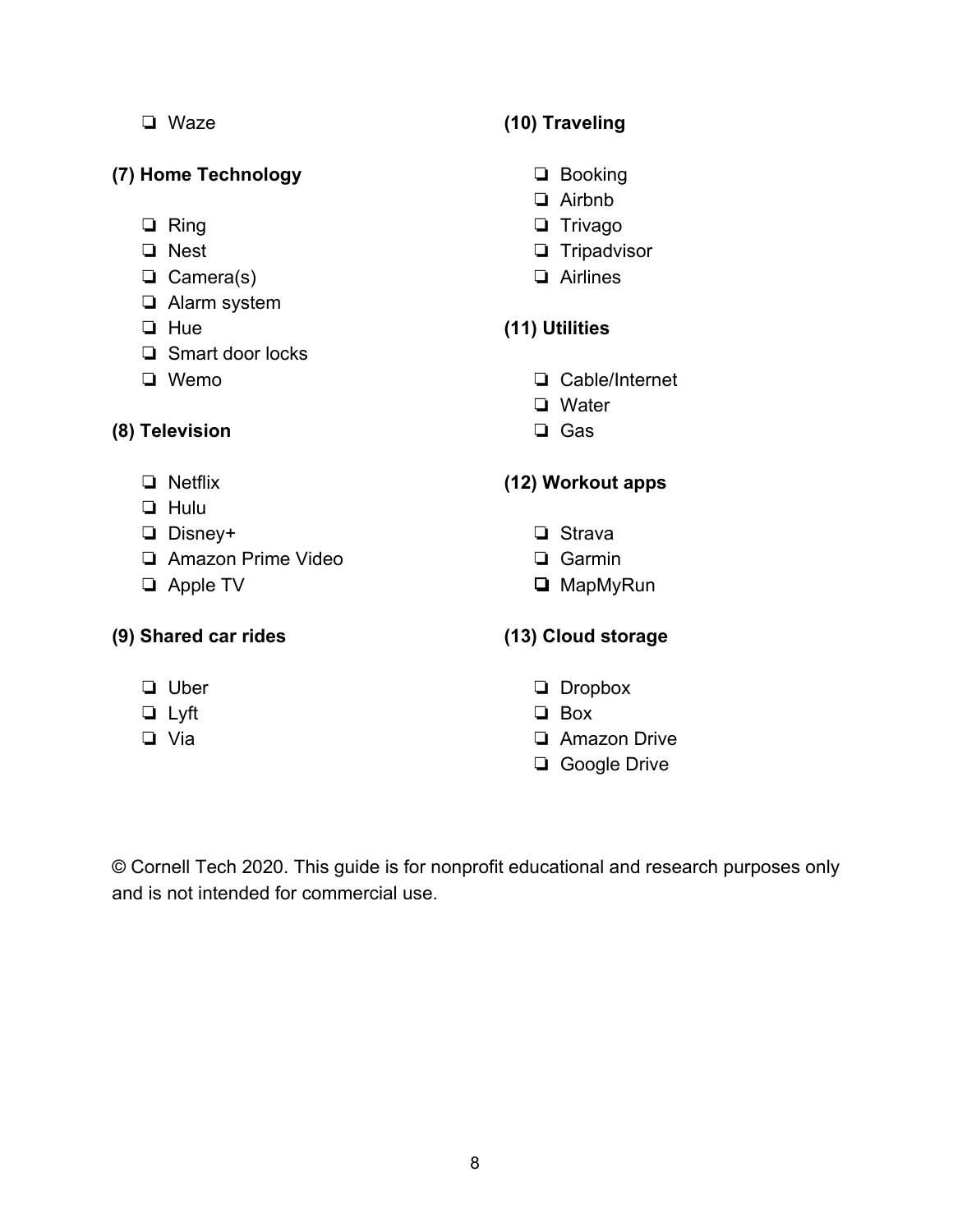- ❏ Waze

**(7) Home Technology**

- ❏ Ring
- ❏ Nest
- ❏ Camera(s)
- ❏ Alarm system
- ❏ Hue
- ❏ Smart door locks
- ❏ Wemo

**(8) Television**

- ❏ Netflix
- ❏ Hulu
- ❏ Disney+
- ❏ Amazon Prime Video
- ❏ Apple TV

**(9) Shared car rides**

- ❏ Uber
- ❏ Lyft
- ❏ Via

**(10) Traveling**

- ❏ Booking
- ❏ Airbnb
- ❏ Trivago
- ❏ Tripadvisor
- ❏ Airlines

**(11) Utilities**

- ❏ Cable/Internet
- ❏ Water
- ❏ Gas

**(12) Workout apps**

- ❏ Strava
- ❏ Garmin
- ❏ MapMyRun

**(13) Cloud storage**

- ❏ Dropbox
- ❏ Box
- ❏ Amazon Drive
- ❏ Google Drive

© Cornell Tech 2020. This guide is for nonprofit educational and research purposes only and is not intended for commercial use.